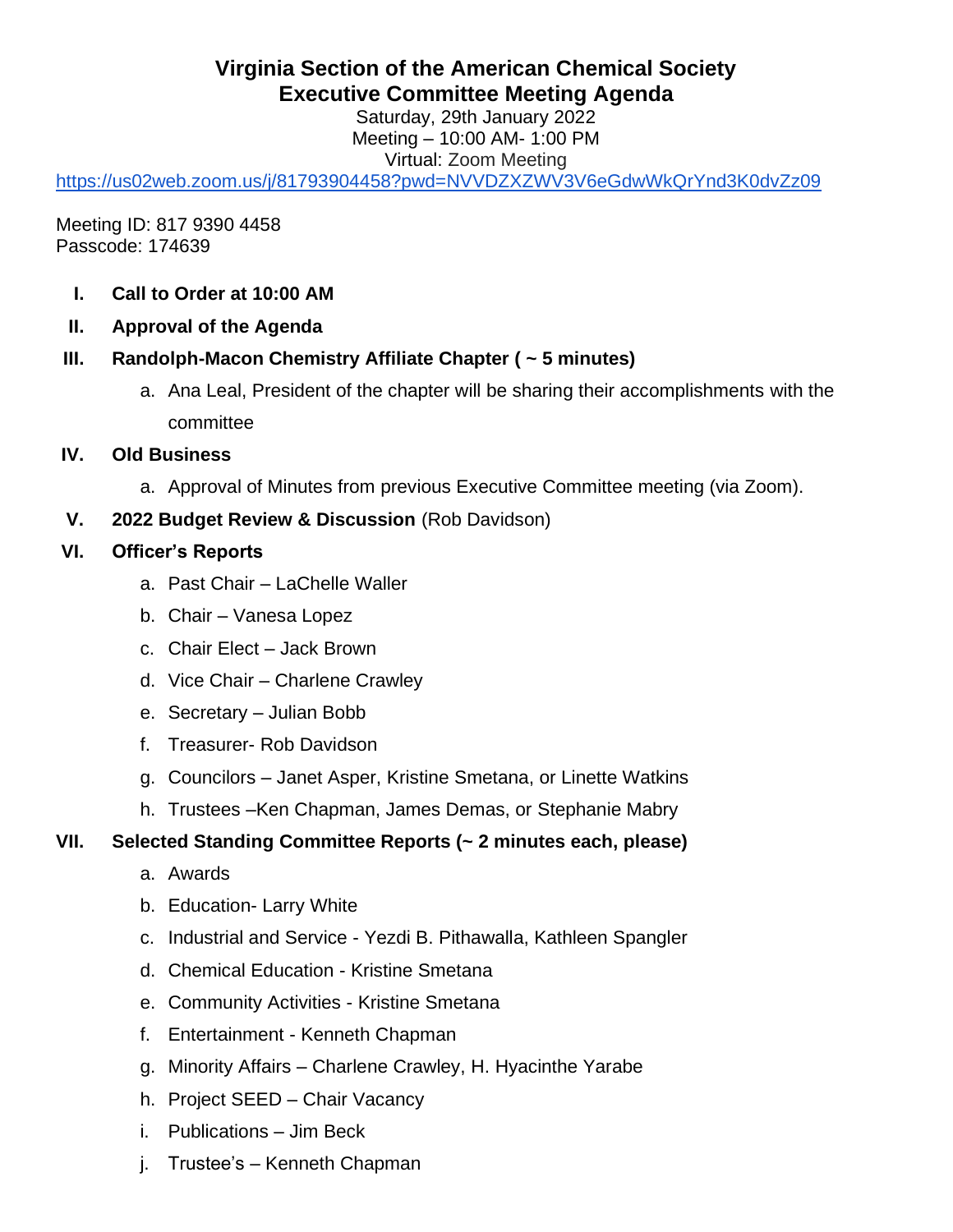# Virginia Section of the American Chemical Society
# Executive Committee Meeting Agenda

Saturday, 29th January 2022
Meeting – 10:00 AM- 1:00 PM
Virtual: Zoom Meeting
https://us02web.zoom.us/j/81793904458?pwd=NVVDZXZWV3V6eGdwWkQrYnd3K0dvZz09

Meeting ID: 817 9390 4458
Passcode: 174639

I. **Call to Order at 10:00 AM**

II. **Approval of the Agenda**

III. **Randolph-Macon Chemistry Affiliate Chapter ( ~ 5 minutes)**

   a. Ana Leal, President of the chapter will be sharing their accomplishments with the committee

IV. **Old Business**

   a. Approval of Minutes from previous Executive Committee meeting (via Zoom).

V. **2022 Budget Review & Discussion** (Rob Davidson)

VI. **Officer's Reports**

   a. Past Chair – LaChelle Waller
   b. Chair – Vanesa Lopez
   c. Chair Elect – Jack Brown
   d. Vice Chair – Charlene Crawley
   e. Secretary – Julian Bobb
   f. Treasurer- Rob Davidson
   g. Councilors – Janet Asper, Kristine Smetana, or Linette Watkins
   h. Trustees –Ken Chapman, James Demas, or Stephanie Mabry

VII. **Selected Standing Committee Reports (~ 2 minutes each, please)**

   a. Awards
   b. Education- Larry White
   c. Industrial and Service - Yezdi B. Pithawalla, Kathleen Spangler
   d. Chemical Education - Kristine Smetana
   e. Community Activities - Kristine Smetana
   f. Entertainment - Kenneth Chapman
   g. Minority Affairs – Charlene Crawley, H. Hyacinthe Yarabe
   h. Project SEED – Chair Vacancy
   i. Publications – Jim Beck
   j. Trustee's – Kenneth Chapman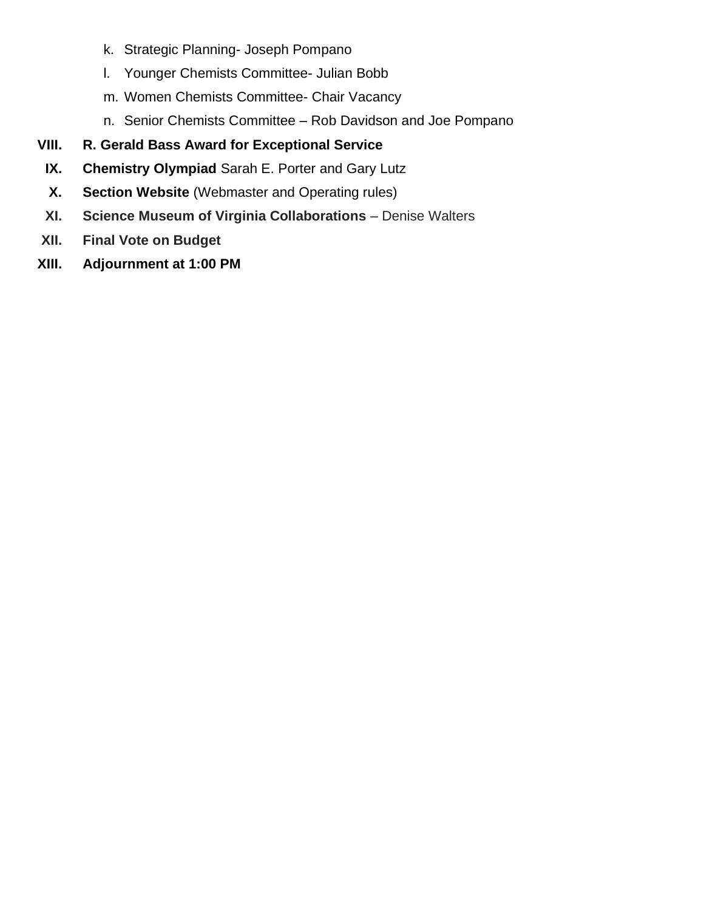k. Strategic Planning- Joseph Pompano
   l. Younger Chemists Committee- Julian Bobb
   m. Women Chemists Committee- Chair Vacancy
   n. Senior Chemists Committee – Rob Davidson and Joe Pompano

VIII. **R. Gerald Bass Award for Exceptional Service**

IX. **Chemistry Olympiad** Sarah E. Porter and Gary Lutz

X. **Section Website** (Webmaster and Operating rules)

XI. **Science Museum of Virginia Collaborations** – Denise Walters

XII. **Final Vote on Budget**

XIII. **Adjournment at 1:00 PM**